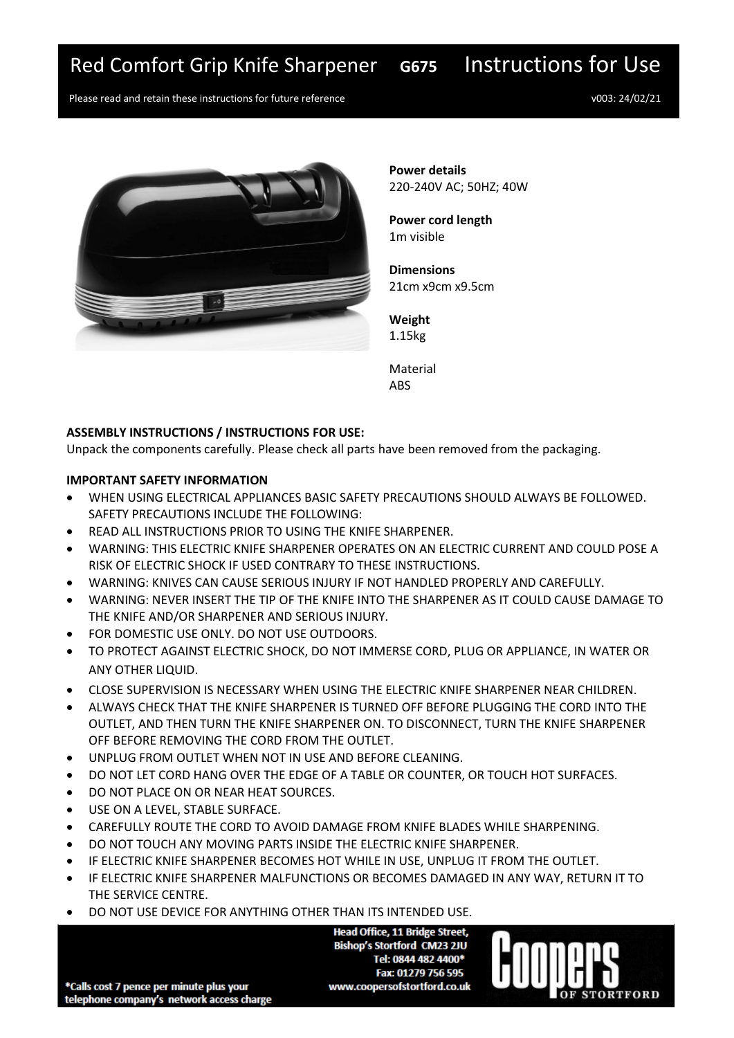# Red Comfort Grip Knife Sharpener **G675** Instructions for Use

Please read and retain these instructions for future reference v003: 24/02/21

**Power details**
220-240V AC; 50HZ; 40W

**Power cord length**
1m visible

**Dimensions**
21cm x9cm x9.5cm

**Weight**
1.15kg

Material
ABS

**ASSEMBLY INSTRUCTIONS / INSTRUCTIONS FOR USE:**
Unpack the components carefully. Please check all parts have been removed from the packaging.

**IMPORTANT SAFETY INFORMATION**

- WHEN USING ELECTRICAL APPLIANCES BASIC SAFETY PRECAUTIONS SHOULD ALWAYS BE FOLLOWED. SAFETY PRECAUTIONS INCLUDE THE FOLLOWING:
- READ ALL INSTRUCTIONS PRIOR TO USING THE KNIFE SHARPENER.
- WARNING: THIS ELECTRIC KNIFE SHARPENER OPERATES ON AN ELECTRIC CURRENT AND COULD POSE A RISK OF ELECTRIC SHOCK IF USED CONTRARY TO THESE INSTRUCTIONS.
- WARNING: KNIVES CAN CAUSE SERIOUS INJURY IF NOT HANDLED PROPERLY AND CAREFULLY.
- WARNING: NEVER INSERT THE TIP OF THE KNIFE INTO THE SHARPENER AS IT COULD CAUSE DAMAGE TO THE KNIFE AND/OR SHARPENER AND SERIOUS INJURY.
- FOR DOMESTIC USE ONLY. DO NOT USE OUTDOORS.
- TO PROTECT AGAINST ELECTRIC SHOCK, DO NOT IMMERSE CORD, PLUG OR APPLIANCE, IN WATER OR ANY OTHER LIQUID.
- CLOSE SUPERVISION IS NECESSARY WHEN USING THE ELECTRIC KNIFE SHARPENER NEAR CHILDREN.
- ALWAYS CHECK THAT THE KNIFE SHARPENER IS TURNED OFF BEFORE PLUGGING THE CORD INTO THE OUTLET, AND THEN TURN THE KNIFE SHARPENER ON. TO DISCONNECT, TURN THE KNIFE SHARPENER OFF BEFORE REMOVING THE CORD FROM THE OUTLET.
- UNPLUG FROM OUTLET WHEN NOT IN USE AND BEFORE CLEANING.
- DO NOT LET CORD HANG OVER THE EDGE OF A TABLE OR COUNTER, OR TOUCH HOT SURFACES.
- DO NOT PLACE ON OR NEAR HEAT SOURCES.
- USE ON A LEVEL, STABLE SURFACE.
- CAREFULLY ROUTE THE CORD TO AVOID DAMAGE FROM KNIFE BLADES WHILE SHARPENING.
- DO NOT TOUCH ANY MOVING PARTS INSIDE THE ELECTRIC KNIFE SHARPENER.
- IF ELECTRIC KNIFE SHARPENER BECOMES HOT WHILE IN USE, UNPLUG IT FROM THE OUTLET.
- IF ELECTRIC KNIFE SHARPENER MALFUNCTIONS OR BECOMES DAMAGED IN ANY WAY, RETURN IT TO THE SERVICE CENTRE.
- DO NOT USE DEVICE FOR ANYTHING OTHER THAN ITS INTENDED USE.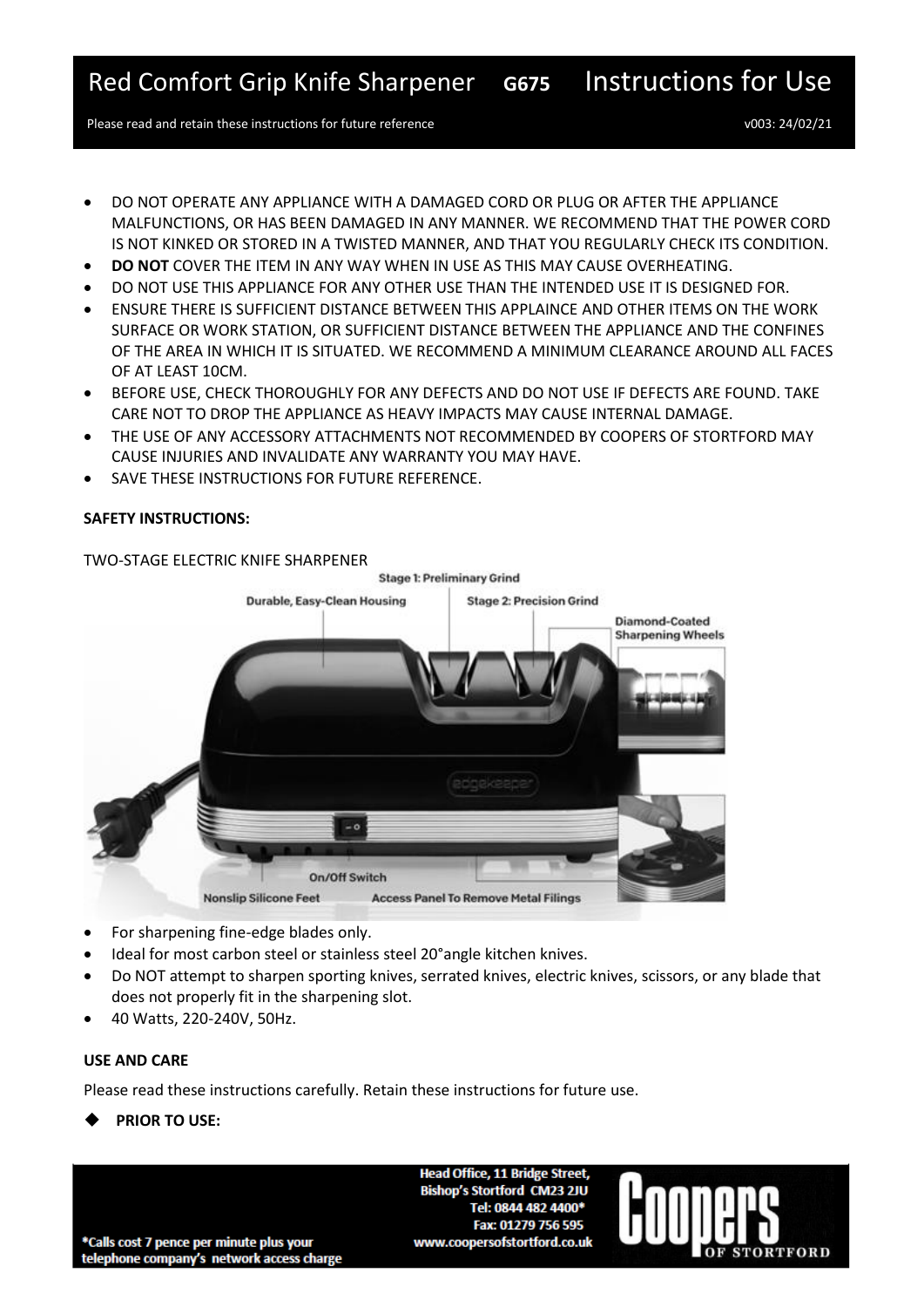- DO NOT OPERATE ANY APPLIANCE WITH A DAMAGED CORD OR PLUG OR AFTER THE APPLIANCE MALFUNCTIONS, OR HAS BEEN DAMAGED IN ANY MANNER. WE RECOMMEND THAT THE POWER CORD IS NOT KINKED OR STORED IN A TWISTED MANNER, AND THAT YOU REGULARLY CHECK ITS CONDITION.
- **DO NOT** COVER THE ITEM IN ANY WAY WHEN IN USE AS THIS MAY CAUSE OVERHEATING.
- DO NOT USE THIS APPLIANCE FOR ANY OTHER USE THAN THE INTENDED USE IT IS DESIGNED FOR.
- ENSURE THERE IS SUFFICIENT DISTANCE BETWEEN THIS APPLAINCE AND OTHER ITEMS ON THE WORK SURFACE OR WORK STATION, OR SUFFICIENT DISTANCE BETWEEN THE APPLIANCE AND THE CONFINES OF THE AREA IN WHICH IT IS SITUATED. WE RECOMMEND A MINIMUM CLEARANCE AROUND ALL FACES OF AT LEAST 10CM.
- BEFORE USE, CHECK THOROUGHLY FOR ANY DEFECTS AND DO NOT USE IF DEFECTS ARE FOUND. TAKE CARE NOT TO DROP THE APPLIANCE AS HEAVY IMPACTS MAY CAUSE INTERNAL DAMAGE.
- THE USE OF ANY ACCESSORY ATTACHMENTS NOT RECOMMENDED BY COOPERS OF STORTFORD MAY CAUSE INJURIES AND INVALIDATE ANY WARRANTY YOU MAY HAVE.
- SAVE THESE INSTRUCTIONS FOR FUTURE REFERENCE.

**SAFETY INSTRUCTIONS:**

TWO-STAGE ELECTRIC KNIFE SHARPENER

Stage 1: Preliminary Grind

Durable, Easy-Clean Housing

Stage 2: Precision Grind

Diamond-Coated Sharpening Wheels

On/Off Switch

Nonslip Silicone Feet

Access Panel To Remove Metal Filings

- For sharpening fine-edge blades only.
- Ideal for most carbon steel or stainless steel 20°angle kitchen knives.
- Do NOT attempt to sharpen sporting knives, serrated knives, electric knives, scissors, or any blade that does not properly fit in the sharpening slot.
- 40 Watts, 220-240V, 50Hz.

**USE AND CARE**

Please read these instructions carefully. Retain these instructions for future use.

- **PRIOR TO USE:**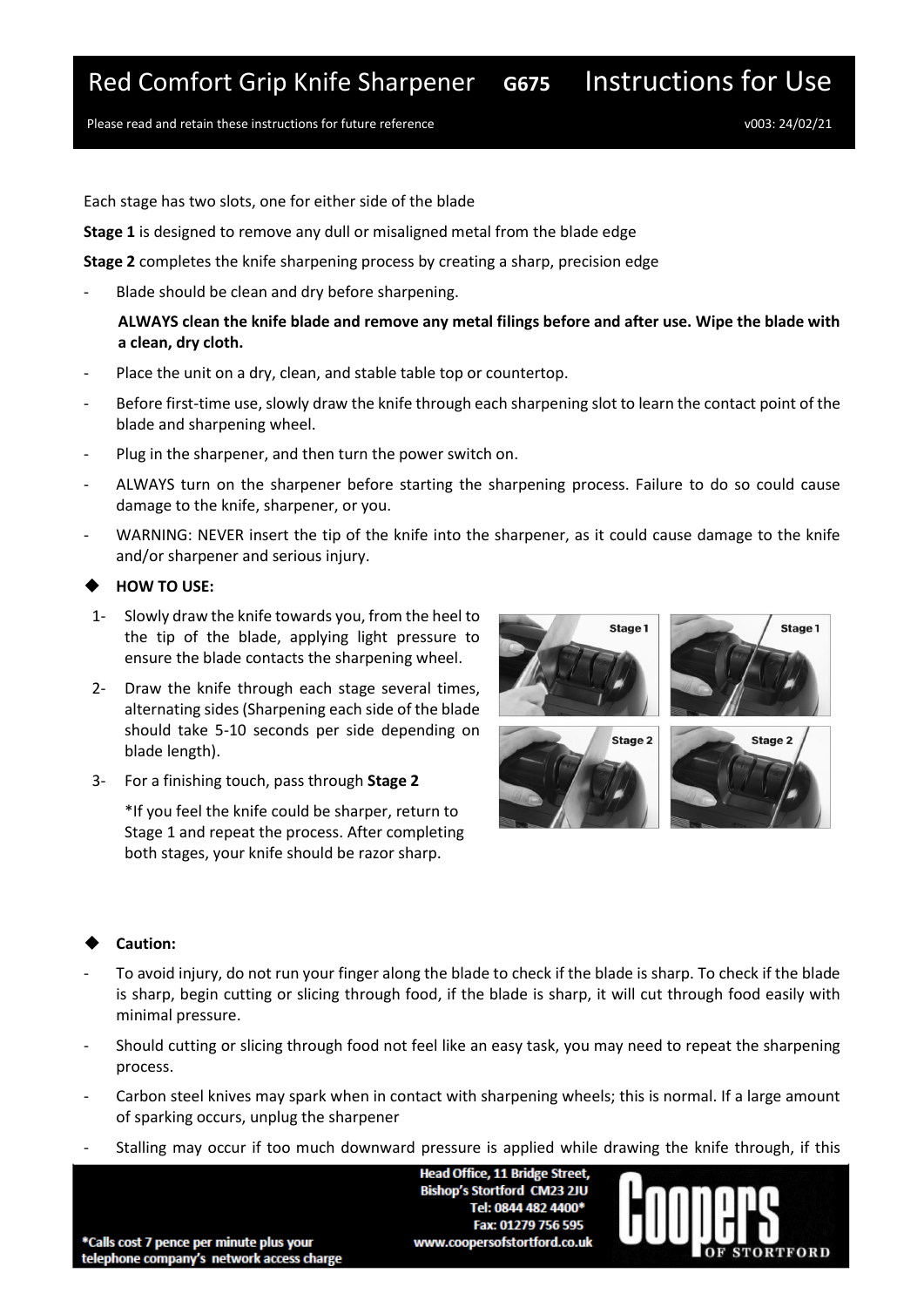# Red Comfort Grip Knife Sharpener G675 Instructions for Use

Please read and retain these instructions for future reference v003: 24/02/21

Each stage has two slots, one for either side of the blade

**Stage 1** is designed to remove any dull or misaligned metal from the blade edge

**Stage 2** completes the knife sharpening process by creating a sharp, precision edge

- Blade should be clean and dry before sharpening.

  **ALWAYS clean the knife blade and remove any metal filings before and after use. Wipe the blade with a clean, dry cloth.**

- Place the unit on a dry, clean, and stable table top or countertop.
- Before first-time use, slowly draw the knife through each sharpening slot to learn the contact point of the blade and sharpening wheel.
- Plug in the sharpener, and then turn the power switch on.
- ALWAYS turn on the sharpener before starting the sharpening process. Failure to do so could cause damage to the knife, sharpener, or you.
- WARNING: NEVER insert the tip of the knife into the sharpener, as it could cause damage to the knife and/or sharpener and serious injury.

## ◆ HOW TO USE:

1- Slowly draw the knife towards you, from the heel to the tip of the blade, applying light pressure to ensure the blade contacts the sharpening wheel.

2- Draw the knife through each stage several times, alternating sides (Sharpening each side of the blade should take 5-10 seconds per side depending on blade length).

3- For a finishing touch, pass through **Stage 2**

*If you feel the knife could be sharper, return to Stage 1 and repeat the process. After completing both stages, your knife should be razor sharp.

Stage 1 Stage 1 Stage 2 Stage 2

## ◆ Caution:

- To avoid injury, do not run your finger along the blade to check if the blade is sharp. To check if the blade is sharp, begin cutting or slicing through food, if the blade is sharp, it will cut through food easily with minimal pressure.
- Should cutting or slicing through food not feel like an easy task, you may need to repeat the sharpening process.
- Carbon steel knives may spark when in contact with sharpening wheels; this is normal. If a large amount of sparking occurs, unplug the sharpener
- Stalling may occur if too much downward pressure is applied while drawing the knife through, if this

Head Office, 11 Bridge Street, Bishop's Stortford CM23 2JU
Tel: 0844 482 4400*
Fax: 01279 756 595
www.coopersofstortford.co.uk

*Calls cost 7 pence per minute plus your telephone company's network access charge

Coopers of Stortford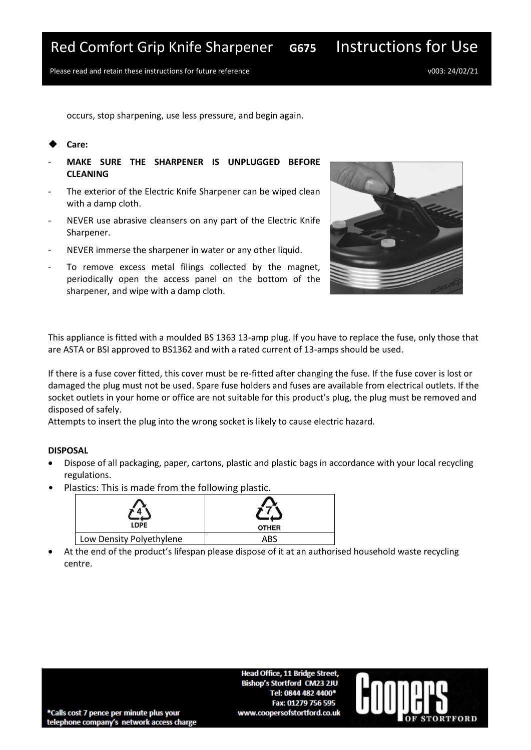occurs, stop sharpening, use less pressure, and begin again.

- **Care:**

- **MAKE SURE THE SHARPENER IS UNPLUGGED BEFORE CLEANING**
- The exterior of the Electric Knife Sharpener can be wiped clean with a damp cloth.
- NEVER use abrasive cleansers on any part of the Electric Knife Sharpener.
- NEVER immerse the sharpener in water or any other liquid.
- To remove excess metal filings collected by the magnet, periodically open the access panel on the bottom of the sharpener, and wipe with a damp cloth.

This appliance is fitted with a moulded BS 1363 13-amp plug. If you have to replace the fuse, only those that are ASTA or BSI approved to BS1362 and with a rated current of 13-amps should be used.

If there is a fuse cover fitted, this cover must be re-fitted after changing the fuse. If the fuse cover is lost or damaged the plug must not be used. Spare fuse holders and fuses are available from electrical outlets. If the socket outlets in your home or office are not suitable for this product's plug, the plug must be removed and disposed of safely.
Attempts to insert the plug into the wrong socket is likely to cause electric hazard.

**DISPOSAL**

- Dispose of all packaging, paper, cartons, plastic and plastic bags in accordance with your local recycling regulations.
- Plastics: This is made from the following plastic.

| 4 LDPE | 7 OTHER |
|---|---|
| Low Density Polyethylene | ABS |

- At the end of the product's lifespan please dispose of it at an authorised household waste recycling centre.

Head Office, 11 Bridge Street,
Bishop's Stortford CM23 2JU
Tel: 0844 482 4400*
Fax: 01279 756 595
www.coopersofstortford.co.uk

*Calls cost 7 pence per minute plus your telephone company's network access charge

Coopers OF STORTFORD